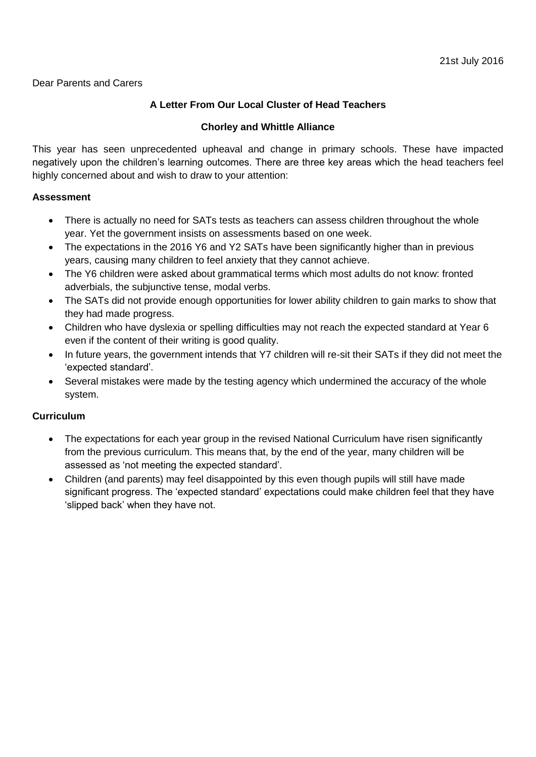21st July 2016

Dear Parents and Carers

**A Letter From Our Local Cluster of Head Teachers**

**Chorley and Whittle Alliance**

This year has seen unprecedented upheaval and change in primary schools. These have impacted negatively upon the children's learning outcomes. There are three key areas which the head teachers feel highly concerned about and wish to draw to your attention:

**Assessment**

- There is actually no need for SATs tests as teachers can assess children throughout the whole year. Yet the government insists on assessments based on one week.
- The expectations in the 2016 Y6 and Y2 SATs have been significantly higher than in previous years, causing many children to feel anxiety that they cannot achieve.
- The Y6 children were asked about grammatical terms which most adults do not know: fronted adverbials, the subjunctive tense, modal verbs.
- The SATs did not provide enough opportunities for lower ability children to gain marks to show that they had made progress.
- Children who have dyslexia or spelling difficulties may not reach the expected standard at Year 6 even if the content of their writing is good quality.
- In future years, the government intends that Y7 children will re-sit their SATs if they did not meet the 'expected standard'.
- Several mistakes were made by the testing agency which undermined the accuracy of the whole system.

**Curriculum**

- The expectations for each year group in the revised National Curriculum have risen significantly from the previous curriculum. This means that, by the end of the year, many children will be assessed as 'not meeting the expected standard'.
- Children (and parents) may feel disappointed by this even though pupils will still have made significant progress. The 'expected standard' expectations could make children feel that they have 'slipped back' when they have not.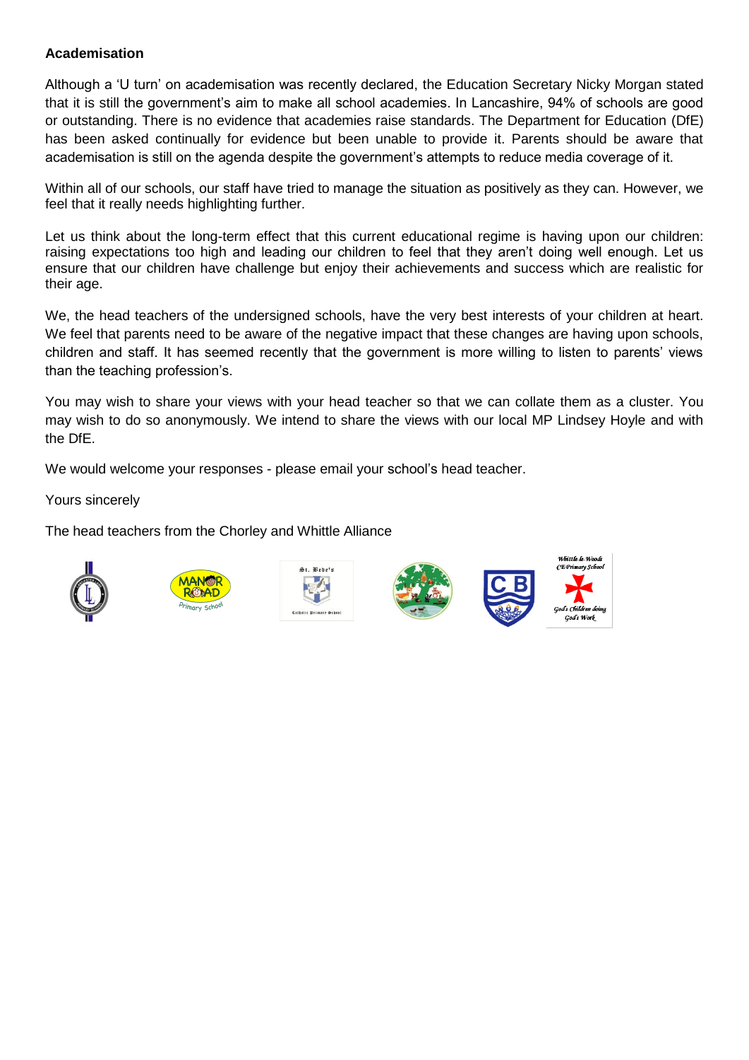**Academisation**

Although a 'U turn' on academisation was recently declared, the Education Secretary Nicky Morgan stated that it is still the government's aim to make all school academies. In Lancashire, 94% of schools are good or outstanding. There is no evidence that academies raise standards. The Department for Education (DfE) has been asked continually for evidence but been unable to provide it. Parents should be aware that academisation is still on the agenda despite the government's attempts to reduce media coverage of it.

Within all of our schools, our staff have tried to manage the situation as positively as they can. However, we feel that it really needs highlighting further.

Let us think about the long-term effect that this current educational regime is having upon our children: raising expectations too high and leading our children to feel that they aren't doing well enough. Let us ensure that our children have challenge but enjoy their achievements and success which are realistic for their age.

We, the head teachers of the undersigned schools, have the very best interests of your children at heart. We feel that parents need to be aware of the negative impact that these changes are having upon schools, children and staff. It has seemed recently that the government is more willing to listen to parents' views than the teaching profession's.

You may wish to share your views with your head teacher so that we can collate them as a cluster. You may wish to do so anonymously. We intend to share the views with our local MP Lindsey Hoyle and with the DfE.

We would welcome your responses - please email your school's head teacher.

Yours sincerely

The head teachers from the Chorley and Whittle Alliance